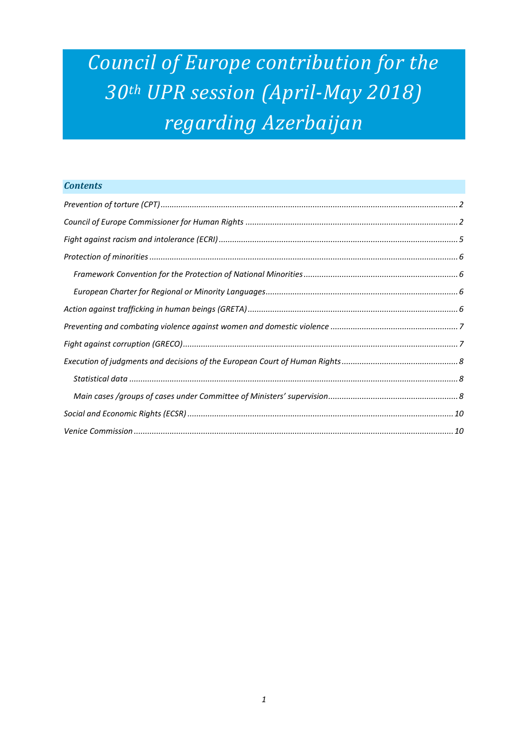# *Council of Europe contribution for the 30th UPR session (April-May 2018) regarding Azerbaijan*

## *Contents*

*Prevention of torture (CPT)* ........ 2

*Council of Europe Commissioner for Human Rights* ........ 2

*Fight against racism and intolerance (ECRI)* ........ 5

*Protection of minorities* ........ 6

- *Framework Convention for the Protection of National Minorities* ........ 6
- *European Charter for Regional or Minority Languages* ........ 6

*Action against trafficking in human beings (GRETA)* ........ 6

*Preventing and combating violence against women and domestic violence* ........ 7

*Fight against corruption (GRECO)* ........ 7

*Execution of judgments and decisions of the European Court of Human Rights* ........ 8

- *Statistical data* ........ 8
- *Main cases /groups of cases under Committee of Ministers' supervision* ........ 8

*Social and Economic Rights (ECSR)* ........ 10

*Venice Commission* ........ 10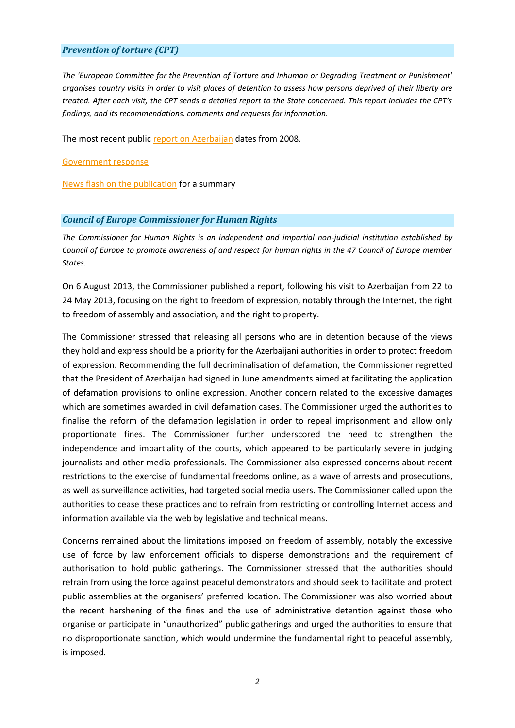### *Prevention of torture (CPT)*

*The 'European Committee for the Prevention of Torture and Inhuman or Degrading Treatment or Punishment' organises country visits in order to visit places of detention to assess how persons deprived of their liberty are treated. After each visit, the CPT sends a detailed report to the State concerned. This report includes the CPT's findings, and its recommendations, comments and requests for information.*

The most recent public report on Azerbaijan dates from 2008.

Government response

News flash on the publication for a summary

### *Council of Europe Commissioner for Human Rights*

*The Commissioner for Human Rights is an independent and impartial non-judicial institution established by Council of Europe to promote awareness of and respect for human rights in the 47 Council of Europe member States.*

On 6 August 2013, the Commissioner published a report, following his visit to Azerbaijan from 22 to 24 May 2013, focusing on the right to freedom of expression, notably through the Internet, the right to freedom of assembly and association, and the right to property.

The Commissioner stressed that releasing all persons who are in detention because of the views they hold and express should be a priority for the Azerbaijani authorities in order to protect freedom of expression. Recommending the full decriminalisation of defamation, the Commissioner regretted that the President of Azerbaijan had signed in June amendments aimed at facilitating the application of defamation provisions to online expression. Another concern related to the excessive damages which are sometimes awarded in civil defamation cases. The Commissioner urged the authorities to finalise the reform of the defamation legislation in order to repeal imprisonment and allow only proportionate fines. The Commissioner further underscored the need to strengthen the independence and impartiality of the courts, which appeared to be particularly severe in judging journalists and other media professionals. The Commissioner also expressed concerns about recent restrictions to the exercise of fundamental freedoms online, as a wave of arrests and prosecutions, as well as surveillance activities, had targeted social media users. The Commissioner called upon the authorities to cease these practices and to refrain from restricting or controlling Internet access and information available via the web by legislative and technical means.

Concerns remained about the limitations imposed on freedom of assembly, notably the excessive use of force by law enforcement officials to disperse demonstrations and the requirement of authorisation to hold public gatherings. The Commissioner stressed that the authorities should refrain from using the force against peaceful demonstrators and should seek to facilitate and protect public assemblies at the organisers' preferred location. The Commissioner was also worried about the recent harshening of the fines and the use of administrative detention against those who organise or participate in "unauthorized" public gatherings and urged the authorities to ensure that no disproportionate sanction, which would undermine the fundamental right to peaceful assembly, is imposed.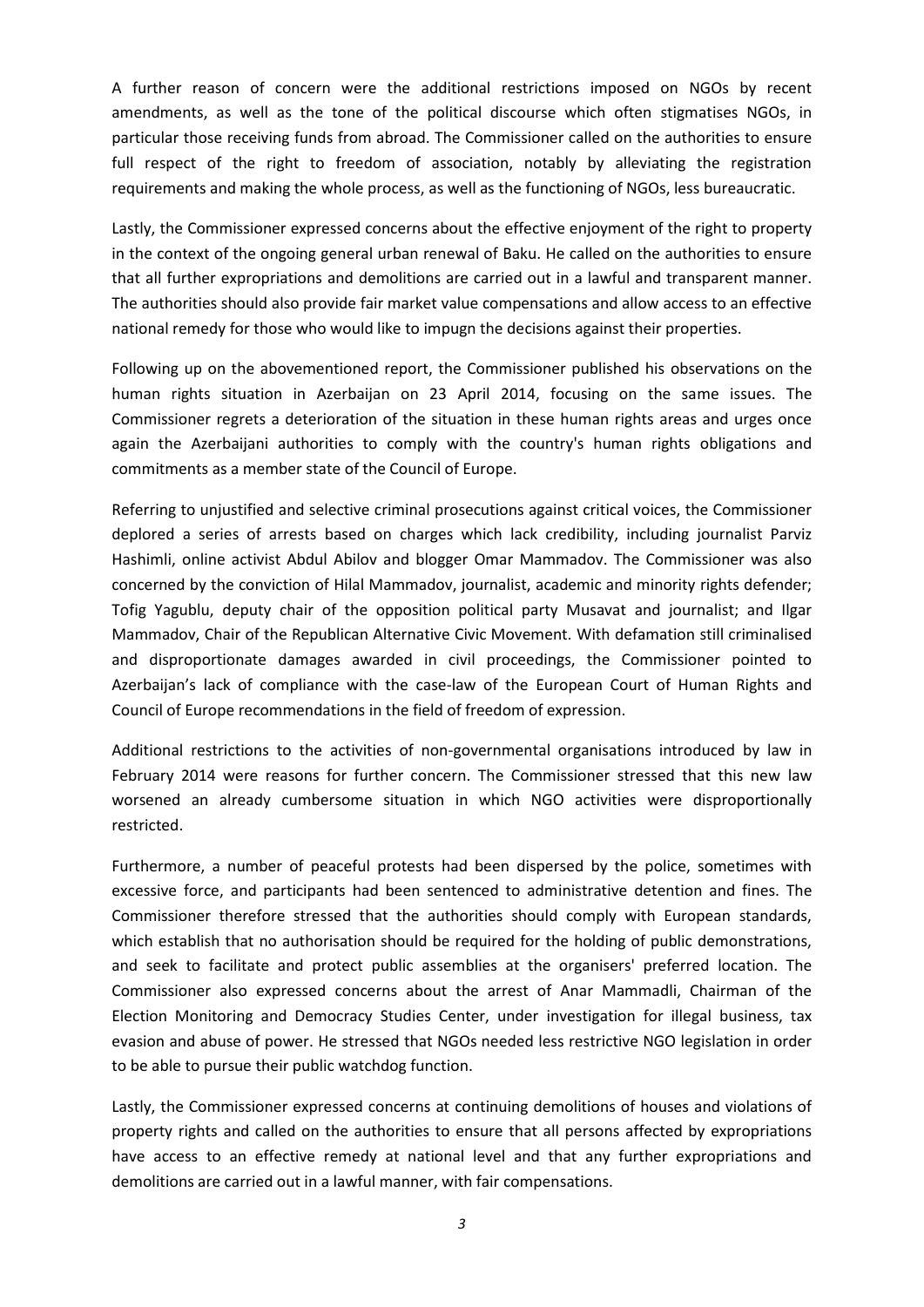A further reason of concern were the additional restrictions imposed on NGOs by recent amendments, as well as the tone of the political discourse which often stigmatises NGOs, in particular those receiving funds from abroad. The Commissioner called on the authorities to ensure full respect of the right to freedom of association, notably by alleviating the registration requirements and making the whole process, as well as the functioning of NGOs, less bureaucratic.

Lastly, the Commissioner expressed concerns about the effective enjoyment of the right to property in the context of the ongoing general urban renewal of Baku. He called on the authorities to ensure that all further expropriations and demolitions are carried out in a lawful and transparent manner. The authorities should also provide fair market value compensations and allow access to an effective national remedy for those who would like to impugn the decisions against their properties.

Following up on the abovementioned report, the Commissioner published his observations on the human rights situation in Azerbaijan on 23 April 2014, focusing on the same issues. The Commissioner regrets a deterioration of the situation in these human rights areas and urges once again the Azerbaijani authorities to comply with the country's human rights obligations and commitments as a member state of the Council of Europe.

Referring to unjustified and selective criminal prosecutions against critical voices, the Commissioner deplored a series of arrests based on charges which lack credibility, including journalist Parviz Hashimli, online activist Abdul Abilov and blogger Omar Mammadov. The Commissioner was also concerned by the conviction of Hilal Mammadov, journalist, academic and minority rights defender; Tofig Yagublu, deputy chair of the opposition political party Musavat and journalist; and Ilgar Mammadov, Chair of the Republican Alternative Civic Movement. With defamation still criminalised and disproportionate damages awarded in civil proceedings, the Commissioner pointed to Azerbaijan's lack of compliance with the case-law of the European Court of Human Rights and Council of Europe recommendations in the field of freedom of expression.

Additional restrictions to the activities of non-governmental organisations introduced by law in February 2014 were reasons for further concern. The Commissioner stressed that this new law worsened an already cumbersome situation in which NGO activities were disproportionally restricted.

Furthermore, a number of peaceful protests had been dispersed by the police, sometimes with excessive force, and participants had been sentenced to administrative detention and fines. The Commissioner therefore stressed that the authorities should comply with European standards, which establish that no authorisation should be required for the holding of public demonstrations, and seek to facilitate and protect public assemblies at the organisers' preferred location. The Commissioner also expressed concerns about the arrest of Anar Mammadli, Chairman of the Election Monitoring and Democracy Studies Center, under investigation for illegal business, tax evasion and abuse of power. He stressed that NGOs needed less restrictive NGO legislation in order to be able to pursue their public watchdog function.

Lastly, the Commissioner expressed concerns at continuing demolitions of houses and violations of property rights and called on the authorities to ensure that all persons affected by expropriations have access to an effective remedy at national level and that any further expropriations and demolitions are carried out in a lawful manner, with fair compensations.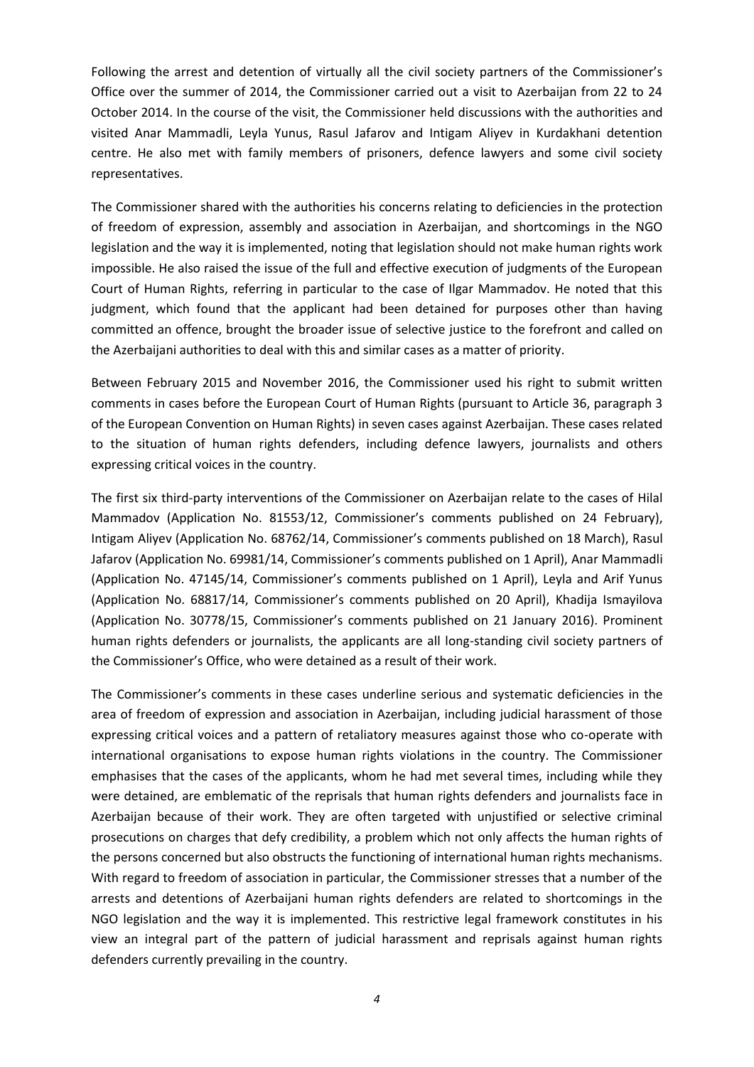Following the arrest and detention of virtually all the civil society partners of the Commissioner's Office over the summer of 2014, the Commissioner carried out a visit to Azerbaijan from 22 to 24 October 2014. In the course of the visit, the Commissioner held discussions with the authorities and visited Anar Mammadli, Leyla Yunus, Rasul Jafarov and Intigam Aliyev in Kurdakhani detention centre. He also met with family members of prisoners, defence lawyers and some civil society representatives.

The Commissioner shared with the authorities his concerns relating to deficiencies in the protection of freedom of expression, assembly and association in Azerbaijan, and shortcomings in the NGO legislation and the way it is implemented, noting that legislation should not make human rights work impossible. He also raised the issue of the full and effective execution of judgments of the European Court of Human Rights, referring in particular to the case of Ilgar Mammadov. He noted that this judgment, which found that the applicant had been detained for purposes other than having committed an offence, brought the broader issue of selective justice to the forefront and called on the Azerbaijani authorities to deal with this and similar cases as a matter of priority.

Between February 2015 and November 2016, the Commissioner used his right to submit written comments in cases before the European Court of Human Rights (pursuant to Article 36, paragraph 3 of the European Convention on Human Rights) in seven cases against Azerbaijan. These cases related to the situation of human rights defenders, including defence lawyers, journalists and others expressing critical voices in the country.

The first six third-party interventions of the Commissioner on Azerbaijan relate to the cases of Hilal Mammadov (Application No. 81553/12, Commissioner's comments published on 24 February), Intigam Aliyev (Application No. 68762/14, Commissioner's comments published on 18 March), Rasul Jafarov (Application No. 69981/14, Commissioner's comments published on 1 April), Anar Mammadli (Application No. 47145/14, Commissioner's comments published on 1 April), Leyla and Arif Yunus (Application No. 68817/14, Commissioner's comments published on 20 April), Khadija Ismayilova (Application No. 30778/15, Commissioner's comments published on 21 January 2016). Prominent human rights defenders or journalists, the applicants are all long-standing civil society partners of the Commissioner's Office, who were detained as a result of their work.

The Commissioner's comments in these cases underline serious and systematic deficiencies in the area of freedom of expression and association in Azerbaijan, including judicial harassment of those expressing critical voices and a pattern of retaliatory measures against those who co-operate with international organisations to expose human rights violations in the country. The Commissioner emphasises that the cases of the applicants, whom he had met several times, including while they were detained, are emblematic of the reprisals that human rights defenders and journalists face in Azerbaijan because of their work. They are often targeted with unjustified or selective criminal prosecutions on charges that defy credibility, a problem which not only affects the human rights of the persons concerned but also obstructs the functioning of international human rights mechanisms. With regard to freedom of association in particular, the Commissioner stresses that a number of the arrests and detentions of Azerbaijani human rights defenders are related to shortcomings in the NGO legislation and the way it is implemented. This restrictive legal framework constitutes in his view an integral part of the pattern of judicial harassment and reprisals against human rights defenders currently prevailing in the country.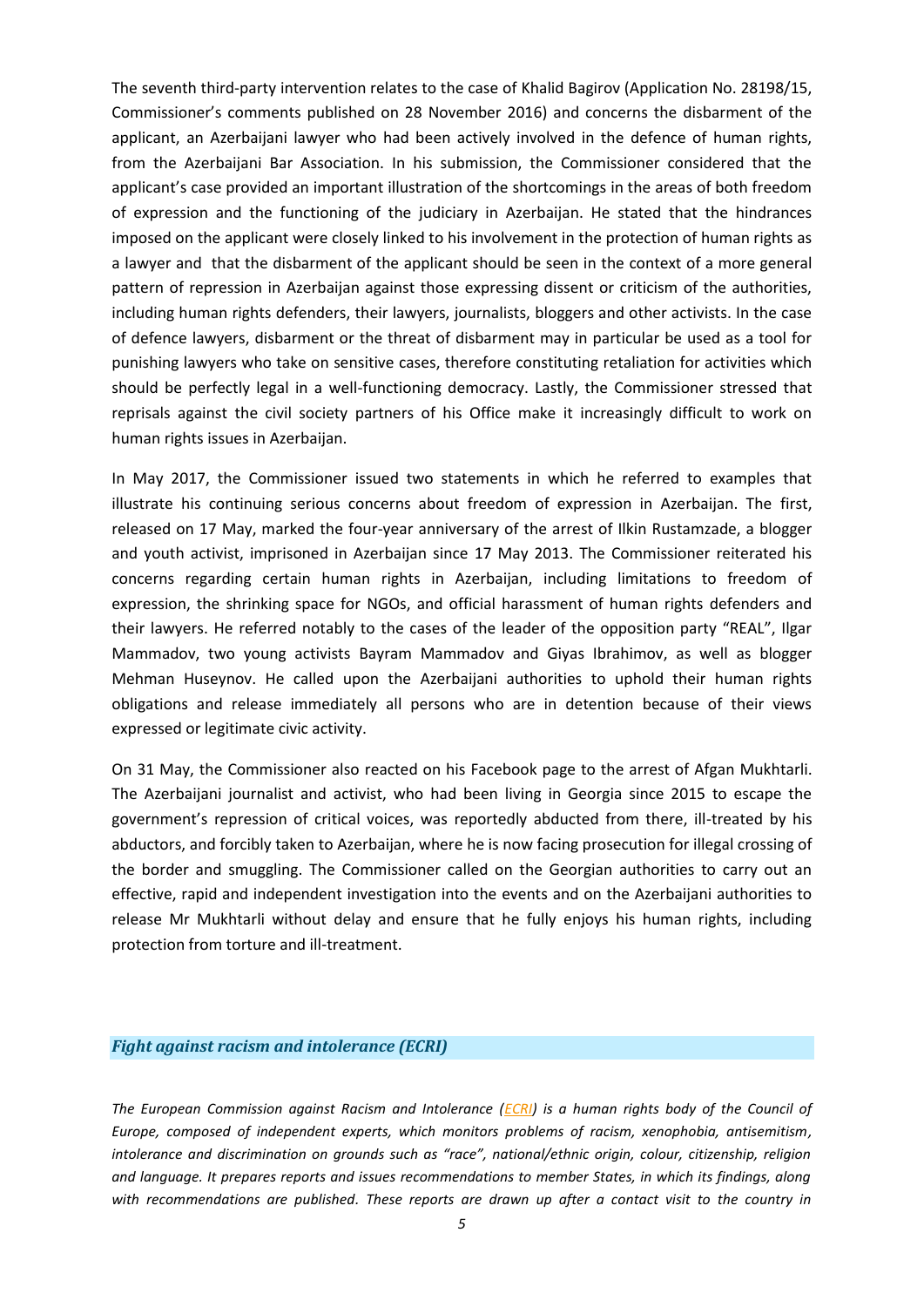The seventh third-party intervention relates to the case of Khalid Bagirov (Application No. 28198/15, Commissioner's comments published on 28 November 2016) and concerns the disbarment of the applicant, an Azerbaijani lawyer who had been actively involved in the defence of human rights, from the Azerbaijani Bar Association. In his submission, the Commissioner considered that the applicant's case provided an important illustration of the shortcomings in the areas of both freedom of expression and the functioning of the judiciary in Azerbaijan. He stated that the hindrances imposed on the applicant were closely linked to his involvement in the protection of human rights as a lawyer and that the disbarment of the applicant should be seen in the context of a more general pattern of repression in Azerbaijan against those expressing dissent or criticism of the authorities, including human rights defenders, their lawyers, journalists, bloggers and other activists. In the case of defence lawyers, disbarment or the threat of disbarment may in particular be used as a tool for punishing lawyers who take on sensitive cases, therefore constituting retaliation for activities which should be perfectly legal in a well-functioning democracy. Lastly, the Commissioner stressed that reprisals against the civil society partners of his Office make it increasingly difficult to work on human rights issues in Azerbaijan.

In May 2017, the Commissioner issued two statements in which he referred to examples that illustrate his continuing serious concerns about freedom of expression in Azerbaijan. The first, released on 17 May, marked the four-year anniversary of the arrest of Ilkin Rustamzade, a blogger and youth activist, imprisoned in Azerbaijan since 17 May 2013. The Commissioner reiterated his concerns regarding certain human rights in Azerbaijan, including limitations to freedom of expression, the shrinking space for NGOs, and official harassment of human rights defenders and their lawyers. He referred notably to the cases of the leader of the opposition party "REAL", Ilgar Mammadov, two young activists Bayram Mammadov and Giyas Ibrahimov, as well as blogger Mehman Huseynov. He called upon the Azerbaijani authorities to uphold their human rights obligations and release immediately all persons who are in detention because of their views expressed or legitimate civic activity.

On 31 May, the Commissioner also reacted on his Facebook page to the arrest of Afgan Mukhtarli. The Azerbaijani journalist and activist, who had been living in Georgia since 2015 to escape the government's repression of critical voices, was reportedly abducted from there, ill-treated by his abductors, and forcibly taken to Azerbaijan, where he is now facing prosecution for illegal crossing of the border and smuggling. The Commissioner called on the Georgian authorities to carry out an effective, rapid and independent investigation into the events and on the Azerbaijani authorities to release Mr Mukhtarli without delay and ensure that he fully enjoys his human rights, including protection from torture and ill-treatment.

## *Fight against racism and intolerance (ECRI)*

*The European Commission against Racism and Intolerance (ECRI) is a human rights body of the Council of Europe, composed of independent experts, which monitors problems of racism, xenophobia, antisemitism, intolerance and discrimination on grounds such as "race", national/ethnic origin, colour, citizenship, religion and language. It prepares reports and issues recommendations to member States, in which its findings, along with recommendations are published. These reports are drawn up after a contact visit to the country in*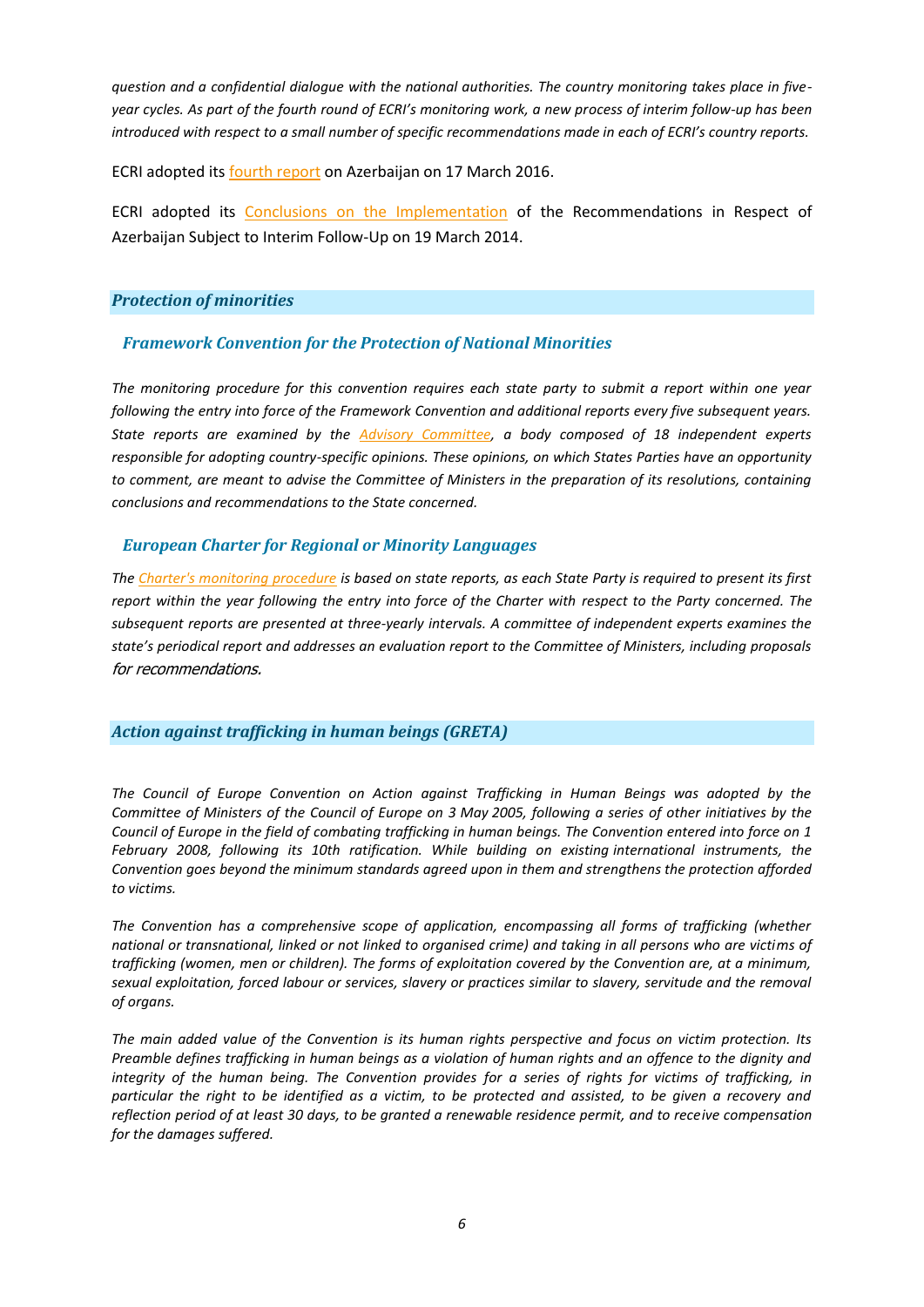*question and a confidential dialogue with the national authorities. The country monitoring takes place in five-year cycles. As part of the fourth round of ECRI's monitoring work, a new process of interim follow-up has been introduced with respect to a small number of specific recommendations made in each of ECRI's country reports.*

ECRI adopted its fourth report on Azerbaijan on 17 March 2016.

ECRI adopted its Conclusions on the Implementation of the Recommendations in Respect of Azerbaijan Subject to Interim Follow-Up on 19 March 2014.

## *Protection of minorities*

### *Framework Convention for the Protection of National Minorities*

*The monitoring procedure for this convention requires each state party to submit a report within one year following the entry into force of the Framework Convention and additional reports every five subsequent years. State reports are examined by the Advisory Committee, a body composed of 18 independent experts responsible for adopting country-specific opinions. These opinions, on which States Parties have an opportunity to comment, are meant to advise the Committee of Ministers in the preparation of its resolutions, containing conclusions and recommendations to the State concerned.*

### *European Charter for Regional or Minority Languages*

*The Charter's monitoring procedure is based on state reports, as each State Party is required to present its first report within the year following the entry into force of the Charter with respect to the Party concerned. The subsequent reports are presented at three-yearly intervals. A committee of independent experts examines the state's periodical report and addresses an evaluation report to the Committee of Ministers, including proposals for recommendations.*

## *Action against trafficking in human beings (GRETA)*

*The Council of Europe Convention on Action against Trafficking in Human Beings was adopted by the Committee of Ministers of the Council of Europe on 3 May 2005, following a series of other initiatives by the Council of Europe in the field of combating trafficking in human beings. The Convention entered into force on 1 February 2008, following its 10th ratification. While building on existing international instruments, the Convention goes beyond the minimum standards agreed upon in them and strengthens the protection afforded to victims.*

*The Convention has a comprehensive scope of application, encompassing all forms of trafficking (whether national or transnational, linked or not linked to organised crime) and taking in all persons who are victims of trafficking (women, men or children). The forms of exploitation covered by the Convention are, at a minimum, sexual exploitation, forced labour or services, slavery or practices similar to slavery, servitude and the removal of organs.*

*The main added value of the Convention is its human rights perspective and focus on victim protection. Its Preamble defines trafficking in human beings as a violation of human rights and an offence to the dignity and integrity of the human being. The Convention provides for a series of rights for victims of trafficking, in particular the right to be identified as a victim, to be protected and assisted, to be given a recovery and reflection period of at least 30 days, to be granted a renewable residence permit, and to receive compensation for the damages suffered.*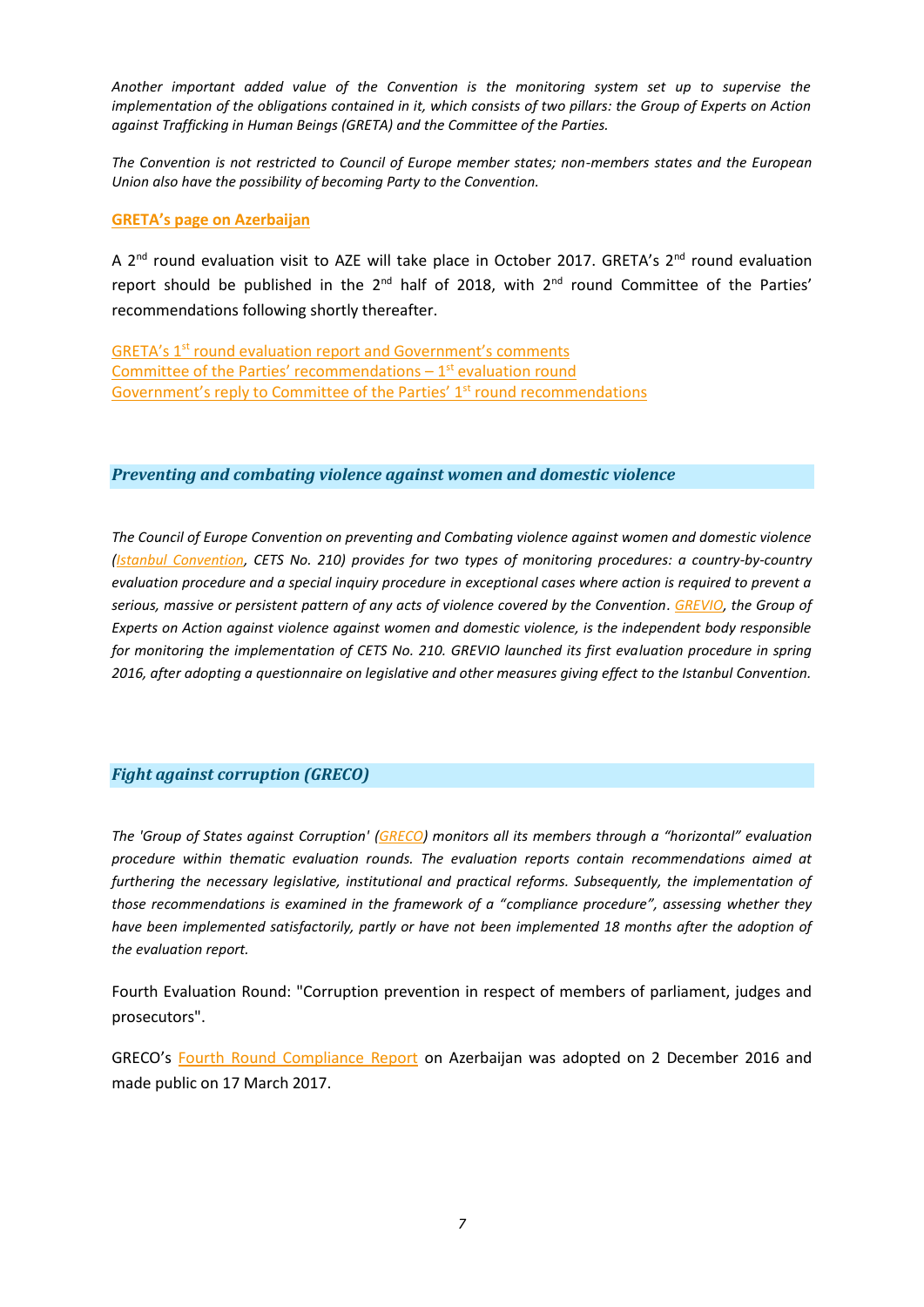*Another important added value of the Convention is the monitoring system set up to supervise the implementation of the obligations contained in it, which consists of two pillars: the Group of Experts on Action against Trafficking in Human Beings (GRETA) and the Committee of the Parties.*

*The Convention is not restricted to Council of Europe member states; non-members states and the European Union also have the possibility of becoming Party to the Convention.*

**GRETA's page on Azerbaijan**

A 2nd round evaluation visit to AZE will take place in October 2017. GRETA's 2nd round evaluation report should be published in the 2nd half of 2018, with 2nd round Committee of the Parties' recommendations following shortly thereafter.

GRETA's 1st round evaluation report and Government's comments
Committee of the Parties' recommendations – 1st evaluation round
Government's reply to Committee of the Parties' 1st round recommendations

## *Preventing and combating violence against women and domestic violence*

*The Council of Europe Convention on preventing and Combating violence against women and domestic violence (Istanbul Convention, CETS No. 210) provides for two types of monitoring procedures: a country-by-country evaluation procedure and a special inquiry procedure in exceptional cases where action is required to prevent a serious, massive or persistent pattern of any acts of violence covered by the Convention. GREVIO, the Group of Experts on Action against violence against women and domestic violence, is the independent body responsible for monitoring the implementation of CETS No. 210. GREVIO launched its first evaluation procedure in spring 2016, after adopting a questionnaire on legislative and other measures giving effect to the Istanbul Convention.*

## *Fight against corruption (GRECO)*

*The 'Group of States against Corruption' (GRECO) monitors all its members through a "horizontal" evaluation procedure within thematic evaluation rounds. The evaluation reports contain recommendations aimed at furthering the necessary legislative, institutional and practical reforms. Subsequently, the implementation of those recommendations is examined in the framework of a "compliance procedure", assessing whether they have been implemented satisfactorily, partly or have not been implemented 18 months after the adoption of the evaluation report.*

Fourth Evaluation Round: "Corruption prevention in respect of members of parliament, judges and prosecutors".

GRECO's Fourth Round Compliance Report on Azerbaijan was adopted on 2 December 2016 and made public on 17 March 2017.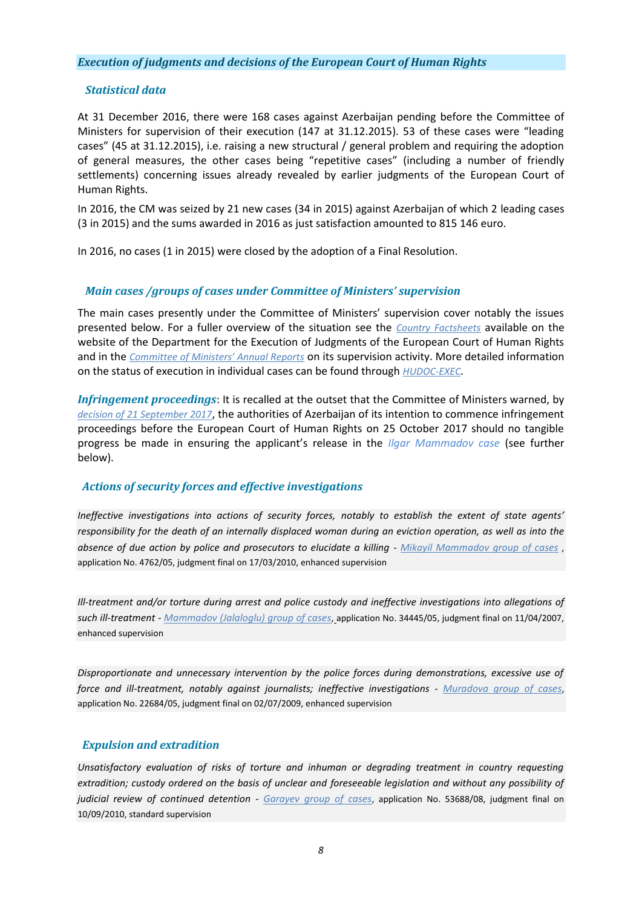## *Execution of judgments and decisions of the European Court of Human Rights*

### *Statistical data*

At 31 December 2016, there were 168 cases against Azerbaijan pending before the Committee of Ministers for supervision of their execution (147 at 31.12.2015). 53 of these cases were "leading cases" (45 at 31.12.2015), i.e. raising a new structural / general problem and requiring the adoption of general measures, the other cases being "repetitive cases" (including a number of friendly settlements) concerning issues already revealed by earlier judgments of the European Court of Human Rights.

In 2016, the CM was seized by 21 new cases (34 in 2015) against Azerbaijan of which 2 leading cases (3 in 2015) and the sums awarded in 2016 as just satisfaction amounted to 815 146 euro.

In 2016, no cases (1 in 2015) were closed by the adoption of a Final Resolution.

### *Main cases /groups of cases under Committee of Ministers' supervision*

The main cases presently under the Committee of Ministers' supervision cover notably the issues presented below. For a fuller overview of the situation see the *Country Factsheets* available on the website of the Department for the Execution of Judgments of the European Court of Human Rights and in the *Committee of Ministers' Annual Reports* on its supervision activity. More detailed information on the status of execution in individual cases can be found through *HUDOC-EXEC*.

***Infringement proceedings***: It is recalled at the outset that the Committee of Ministers warned, by *decision of 21 September 2017*, the authorities of Azerbaijan of its intention to commence infringement proceedings before the European Court of Human Rights on 25 October 2017 should no tangible progress be made in ensuring the applicant's release in the *Ilgar Mammadov case* (see further below).

### *Actions of security forces and effective investigations*

*Ineffective investigations into actions of security forces, notably to establish the extent of state agents' responsibility for the death of an internally displaced woman during an eviction operation, as well as into the absence of due action by police and prosecutors to elucidate a killing - Mikayil Mammadov group of cases* , application No. 4762/05, judgment final on 17/03/2010, enhanced supervision

*Ill-treatment and/or torture during arrest and police custody and ineffective investigations into allegations of such ill-treatment - Mammadov (Jalaloglu) group of cases*, application No. 34445/05, judgment final on 11/04/2007, enhanced supervision

*Disproportionate and unnecessary intervention by the police forces during demonstrations, excessive use of force and ill-treatment, notably against journalists; ineffective investigations - Muradova group of cases*, application No. 22684/05, judgment final on 02/07/2009, enhanced supervision

### *Expulsion and extradition*

*Unsatisfactory evaluation of risks of torture and inhuman or degrading treatment in country requesting extradition; custody ordered on the basis of unclear and foreseeable legislation and without any possibility of judicial review of continued detention - Garayev group of cases*, application No. 53688/08, judgment final on 10/09/2010, standard supervision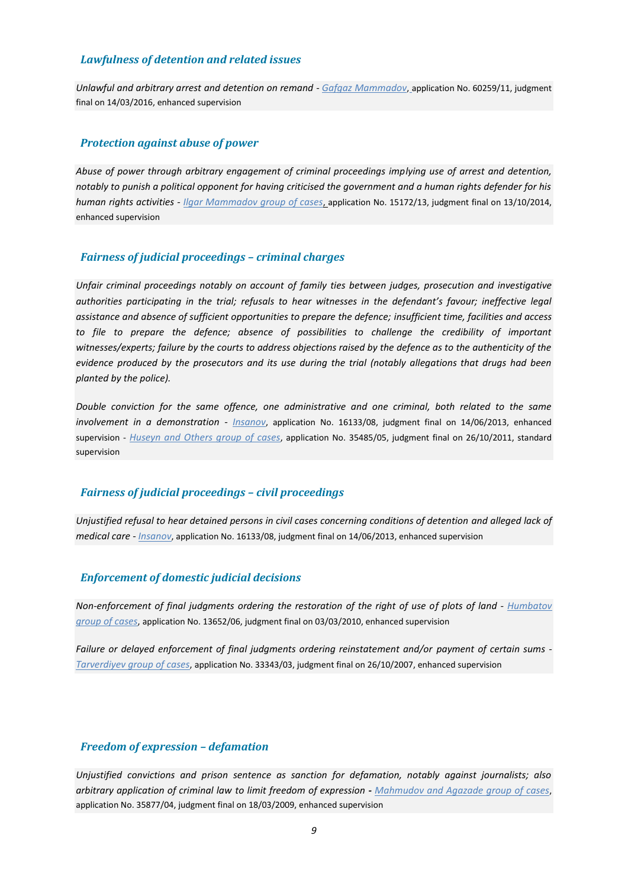### *Lawfulness of detention and related issues*

*Unlawful and arbitrary arrest and detention on remand* - *Gafgaz Mammadov*, application No. 60259/11, judgment final on 14/03/2016, enhanced supervision

### *Protection against abuse of power*

*Abuse of power through arbitrary engagement of criminal proceedings implying use of arrest and detention, notably to punish a political opponent for having criticised the government and a human rights defender for his human rights activities* - *Ilgar Mammadov group of cases*, application No. 15172/13, judgment final on 13/10/2014, enhanced supervision

### *Fairness of judicial proceedings – criminal charges*

*Unfair criminal proceedings notably on account of family ties between judges, prosecution and investigative authorities participating in the trial; refusals to hear witnesses in the defendant's favour; ineffective legal assistance and absence of sufficient opportunities to prepare the defence; insufficient time, facilities and access to file to prepare the defence; absence of possibilities to challenge the credibility of important witnesses/experts; failure by the courts to address objections raised by the defence as to the authenticity of the evidence produced by the prosecutors and its use during the trial (notably allegations that drugs had been planted by the police).*

*Double conviction for the same offence, one administrative and one criminal, both related to the same involvement in a demonstration* - *Insanov*, application No. 16133/08, judgment final on 14/06/2013, enhanced supervision - *Huseyn and Others group of cases*, application No. 35485/05, judgment final on 26/10/2011, standard supervision

### *Fairness of judicial proceedings – civil proceedings*

*Unjustified refusal to hear detained persons in civil cases concerning conditions of detention and alleged lack of medical care* - *Insanov*, application No. 16133/08, judgment final on 14/06/2013, enhanced supervision

### *Enforcement of domestic judicial decisions*

*Non-enforcement of final judgments ordering the restoration of the right of use of plots of land* - *Humbatov group of cases*, application No. 13652/06, judgment final on 03/03/2010, enhanced supervision

*Failure or delayed enforcement of final judgments ordering reinstatement and/or payment of certain sums* - *Tarverdiyev group of cases*, application No. 33343/03, judgment final on 26/10/2007, enhanced supervision

### *Freedom of expression – defamation*

*Unjustified convictions and prison sentence as sanction for defamation, notably against journalists; also arbitrary application of criminal law to limit freedom of expression* **-** *Mahmudov and Agazade group of cases*, application No. 35877/04, judgment final on 18/03/2009, enhanced supervision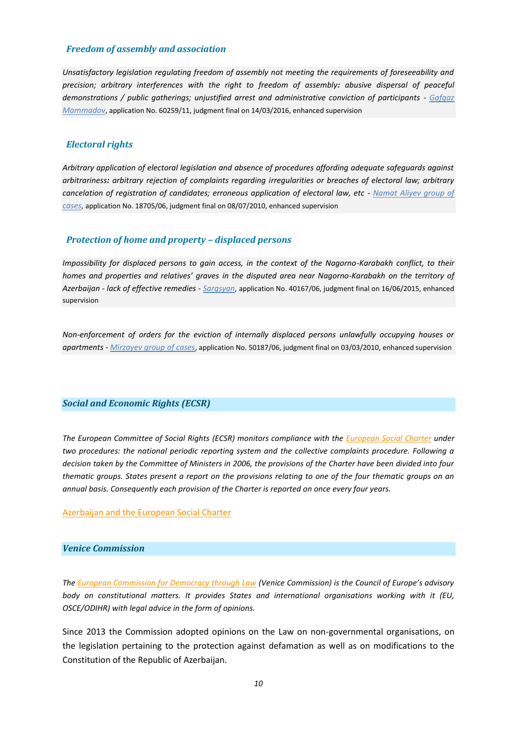### *Freedom of assembly and association*

*Unsatisfactory legislation regulating freedom of assembly not meeting the requirements of foreseeability and precision; arbitrary interferences with the right to freedom of assembly: abusive dispersal of peaceful demonstrations / public gatherings; unjustified arrest and administrative conviction of participants - Gafgaz Mammadov*, application No. 60259/11, judgment final on 14/03/2016, enhanced supervision

### *Electoral rights*

*Arbitrary application of electoral legislation and absence of procedures affording adequate safeguards against arbitrariness: arbitrary rejection of complaints regarding irregularities or breaches of electoral law; arbitrary cancelation of registration of candidates; erroneous application of electoral law, etc - Namat Aliyev group of cases*, application No. 18705/06, judgment final on 08/07/2010, enhanced supervision

### *Protection of home and property – displaced persons*

*Impossibility for displaced persons to gain access, in the context of the Nagorno-Karabakh conflict, to their homes and properties and relatives' graves in the disputed area near Nagorno-Karabakh on the territory of Azerbaijan - lack of effective remedies - Sargsyan*, application No. 40167/06, judgment final on 16/06/2015, enhanced supervision

*Non-enforcement of orders for the eviction of internally displaced persons unlawfully occupying houses or apartments - Mirzayev group of cases*, application No. 50187/06, judgment final on 03/03/2010, enhanced supervision

## *Social and Economic Rights (ECSR)*

*The European Committee of Social Rights (ECSR) monitors compliance with the European Social Charter under two procedures: the national periodic reporting system and the collective complaints procedure. Following a decision taken by the Committee of Ministers in 2006, the provisions of the Charter have been divided into four thematic groups. States present a report on the provisions relating to one of the four thematic groups on an annual basis. Consequently each provision of the Charter is reported on once every four years.*

Azerbaijan and the European Social Charter

## *Venice Commission*

*The European Commission for Democracy through Law (Venice Commission) is the Council of Europe's advisory body on constitutional matters. It provides States and international organisations working with it (EU, OSCE/ODIHR) with legal advice in the form of opinions.*

Since 2013 the Commission adopted opinions on the Law on non-governmental organisations, on the legislation pertaining to the protection against defamation as well as on modifications to the Constitution of the Republic of Azerbaijan.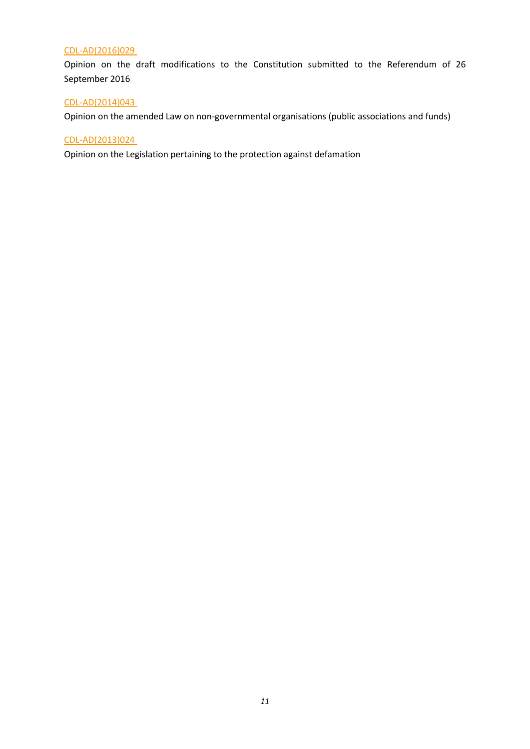CDL-AD(2016)029

Opinion on the draft modifications to the Constitution submitted to the Referendum of 26 September 2016

CDL-AD(2014)043

Opinion on the amended Law on non-governmental organisations (public associations and funds)

CDL-AD(2013)024

Opinion on the Legislation pertaining to the protection against defamation